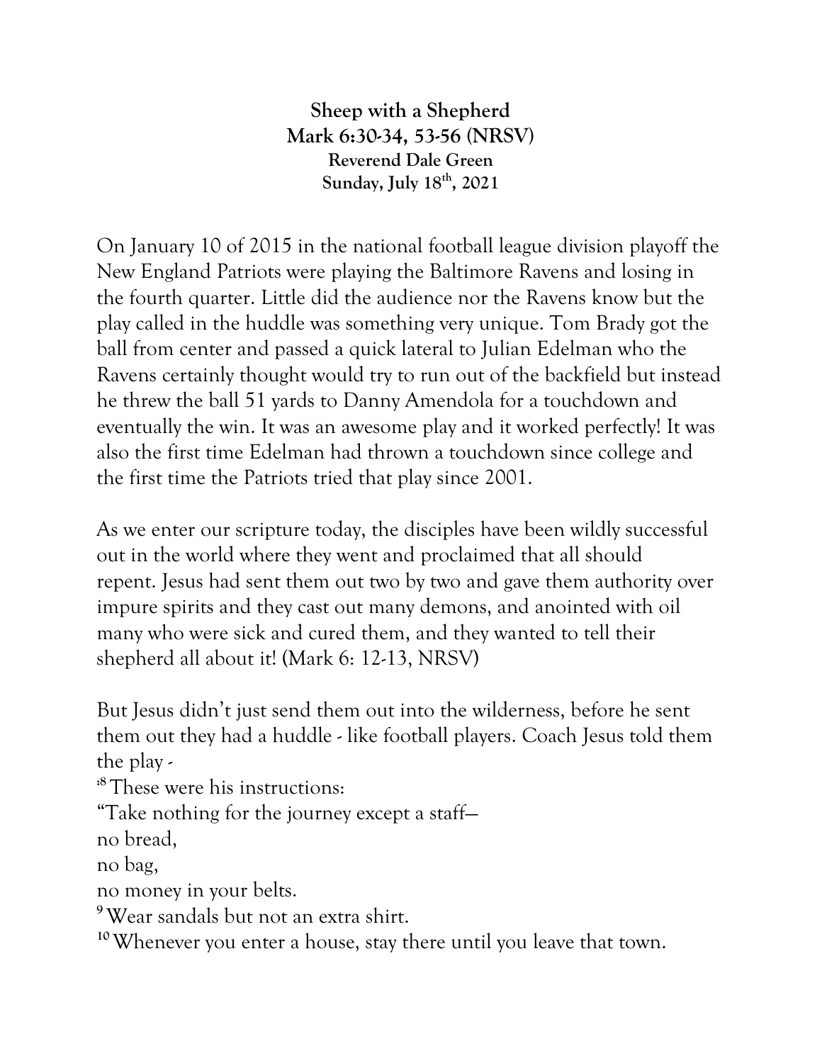**Sheep with a Shepherd**
**Mark 6:30-34, 53-56 (NRSV)**
**Reverend Dale Green**
**Sunday, July 18th, 2021**

On January 10 of 2015 in the national football league division playoff the New England Patriots were playing the Baltimore Ravens and losing in the fourth quarter. Little did the audience nor the Ravens know but the play called in the huddle was something very unique. Tom Brady got the ball from center and passed a quick lateral to Julian Edelman who the Ravens certainly thought would try to run out of the backfield but instead he threw the ball 51 yards to Danny Amendola for a touchdown and eventually the win. It was an awesome play and it worked perfectly! It was also the first time Edelman had thrown a touchdown since college and the first time the Patriots tried that play since 2001.

As we enter our scripture today, the disciples have been wildly successful out in the world where they went and proclaimed that all should repent. Jesus had sent them out two by two and gave them authority over impure spirits and they cast out many demons, and anointed with oil many who were sick and cured them, and they wanted to tell their shepherd all about it! (Mark 6: 12-13, NRSV)

But Jesus didn't just send them out into the wilderness, before he sent them out they had a huddle - like football players. Coach Jesus told them the play -

:8 These were his instructions:
"Take nothing for the journey except a staff—
no bread,
no bag,
no money in your belts.
9 Wear sandals but not an extra shirt.
10 Whenever you enter a house, stay there until you leave that town.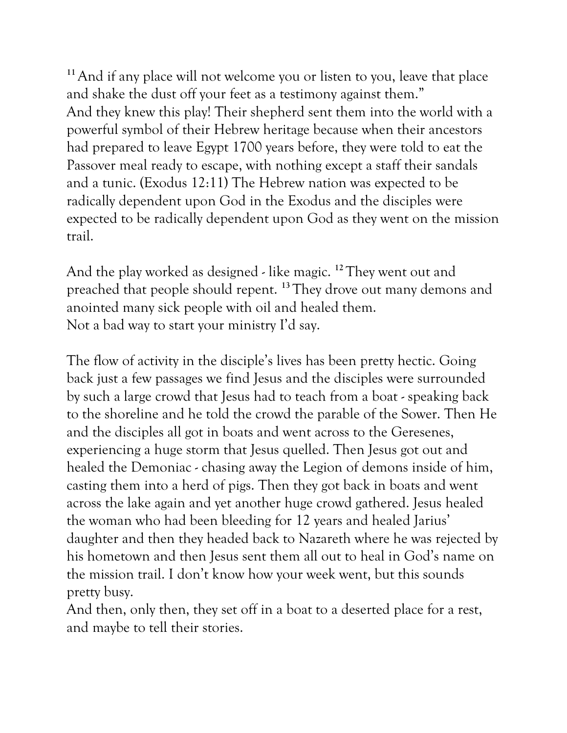[11] And if any place will not welcome you or listen to you, leave that place and shake the dust off your feet as a testimony against them."
And they knew this play! Their shepherd sent them into the world with a powerful symbol of their Hebrew heritage because when their ancestors had prepared to leave Egypt 1700 years before, they were told to eat the Passover meal ready to escape, with nothing except a staff their sandals and a tunic. (Exodus 12:11) The Hebrew nation was expected to be radically dependent upon God in the Exodus and the disciples were expected to be radically dependent upon God as they went on the mission trail.

And the play worked as designed - like magic. [12] They went out and preached that people should repent. [13] They drove out many demons and anointed many sick people with oil and healed them.
Not a bad way to start your ministry I'd say.

The flow of activity in the disciple's lives has been pretty hectic. Going back just a few passages we find Jesus and the disciples were surrounded by such a large crowd that Jesus had to teach from a boat - speaking back to the shoreline and he told the crowd the parable of the Sower. Then He and the disciples all got in boats and went across to the Geresenes, experiencing a huge storm that Jesus quelled. Then Jesus got out and healed the Demoniac - chasing away the Legion of demons inside of him, casting them into a herd of pigs. Then they got back in boats and went across the lake again and yet another huge crowd gathered. Jesus healed the woman who had been bleeding for 12 years and healed Jarius' daughter and then they headed back to Nazareth where he was rejected by his hometown and then Jesus sent them all out to heal in God's name on the mission trail. I don't know how your week went, but this sounds pretty busy.
And then, only then, they set off in a boat to a deserted place for a rest, and maybe to tell their stories.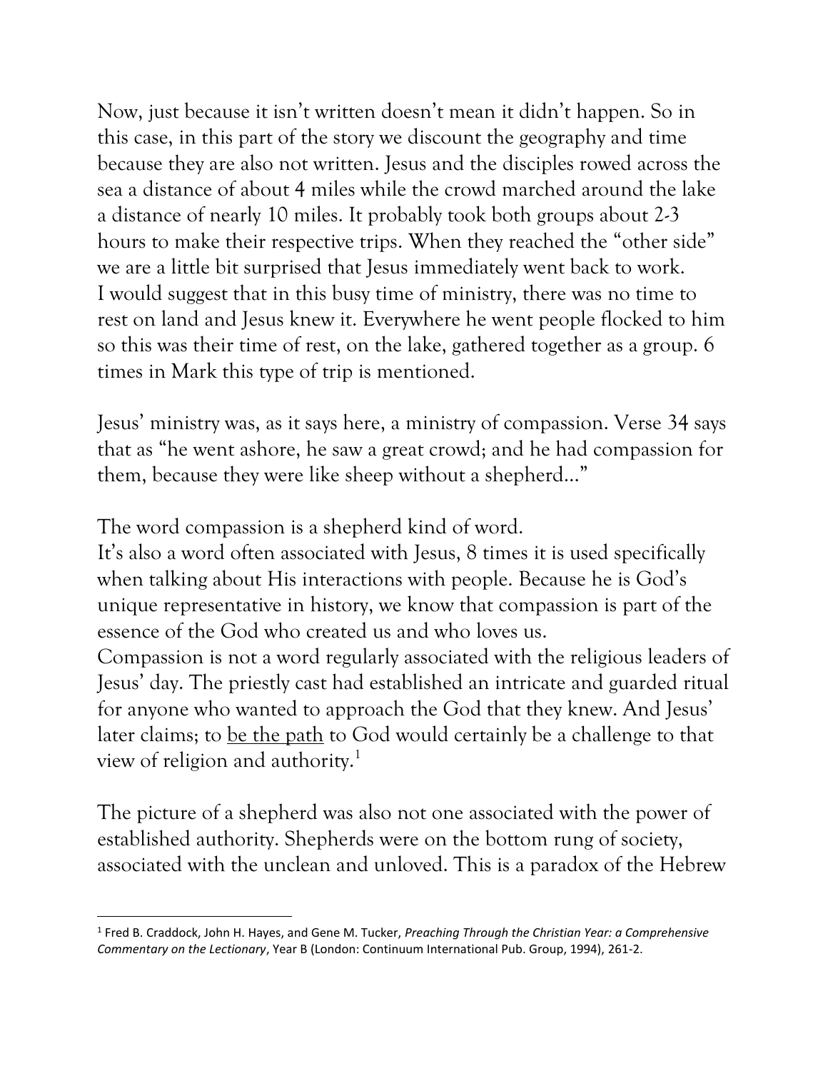Now, just because it isn't written doesn't mean it didn't happen. So in this case, in this part of the story we discount the geography and time because they are also not written. Jesus and the disciples rowed across the sea a distance of about 4 miles while the crowd marched around the lake a distance of nearly 10 miles. It probably took both groups about 2-3 hours to make their respective trips. When they reached the "other side" we are a little bit surprised that Jesus immediately went back to work. I would suggest that in this busy time of ministry, there was no time to rest on land and Jesus knew it. Everywhere he went people flocked to him so this was their time of rest, on the lake, gathered together as a group. 6 times in Mark this type of trip is mentioned.

Jesus' ministry was, as it says here, a ministry of compassion. Verse 34 says that as "he went ashore, he saw a great crowd; and he had compassion for them, because they were like sheep without a shepherd…"

The word compassion is a shepherd kind of word.
It's also a word often associated with Jesus, 8 times it is used specifically when talking about His interactions with people. Because he is God's unique representative in history, we know that compassion is part of the essence of the God who created us and who loves us.
Compassion is not a word regularly associated with the religious leaders of Jesus' day. The priestly cast had established an intricate and guarded ritual for anyone who wanted to approach the God that they knew. And Jesus' later claims; to <u>be the path</u> to God would certainly be a challenge to that view of religion and authority.[1]

The picture of a shepherd was also not one associated with the power of established authority. Shepherds were on the bottom rung of society, associated with the unclean and unloved. This is a paradox of the Hebrew

---

[1] Fred B. Craddock, John H. Hayes, and Gene M. Tucker, *Preaching Through the Christian Year: a Comprehensive Commentary on the Lectionary*, Year B (London: Continuum International Pub. Group, 1994), 261-2.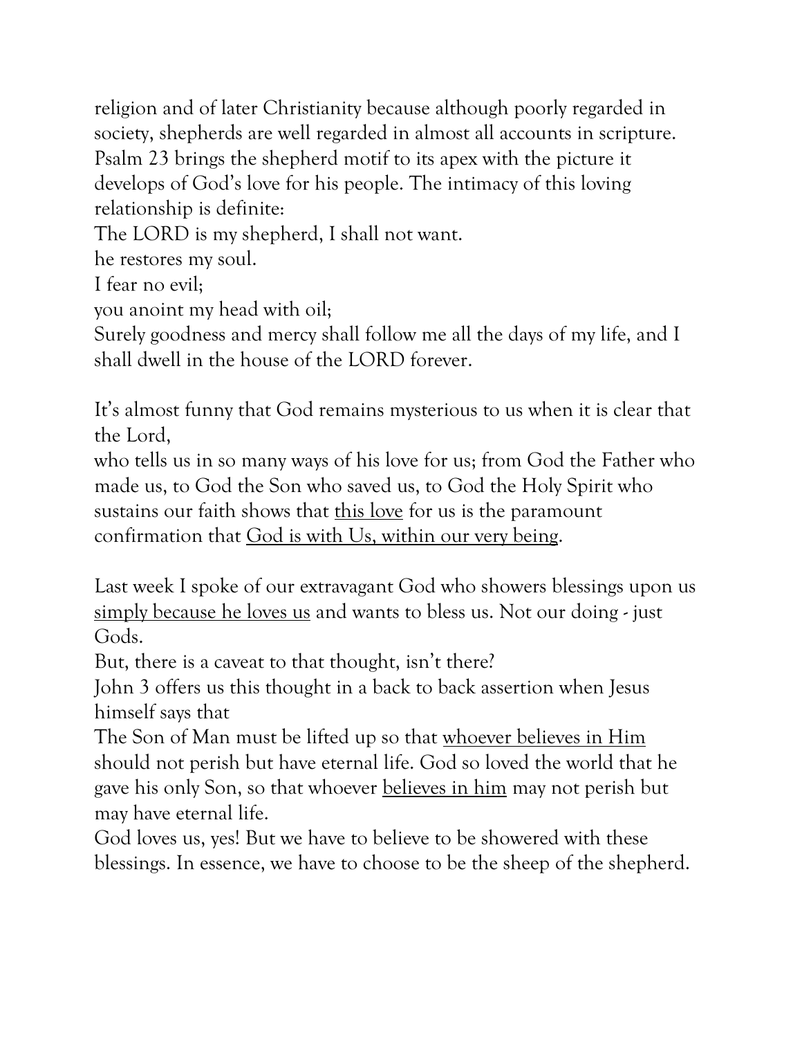religion and of later Christianity because although poorly regarded in society, shepherds are well regarded in almost all accounts in scripture. Psalm 23 brings the shepherd motif to its apex with the picture it develops of God's love for his people. The intimacy of this loving relationship is definite:

The LORD is my shepherd, I shall not want.
he restores my soul.
I fear no evil;
you anoint my head with oil;
Surely goodness and mercy shall follow me all the days of my life, and I shall dwell in the house of the LORD forever.

It's almost funny that God remains mysterious to us when it is clear that the Lord,
who tells us in so many ways of his love for us; from God the Father who made us, to God the Son who saved us, to God the Holy Spirit who sustains our faith shows that <u>this love</u> for us is the paramount confirmation that <u>God is with Us, within our very being</u>.

Last week I spoke of our extravagant God who showers blessings upon us <u>simply because he loves us</u> and wants to bless us. Not our doing - just Gods.
But, there is a caveat to that thought, isn't there?
John 3 offers us this thought in a back to back assertion when Jesus himself says that
The Son of Man must be lifted up so that <u>whoever believes in Him</u> should not perish but have eternal life. God so loved the world that he gave his only Son, so that whoever <u>believes in him</u> may not perish but may have eternal life.
God loves us, yes! But we have to believe to be showered with these blessings. In essence, we have to choose to be the sheep of the shepherd.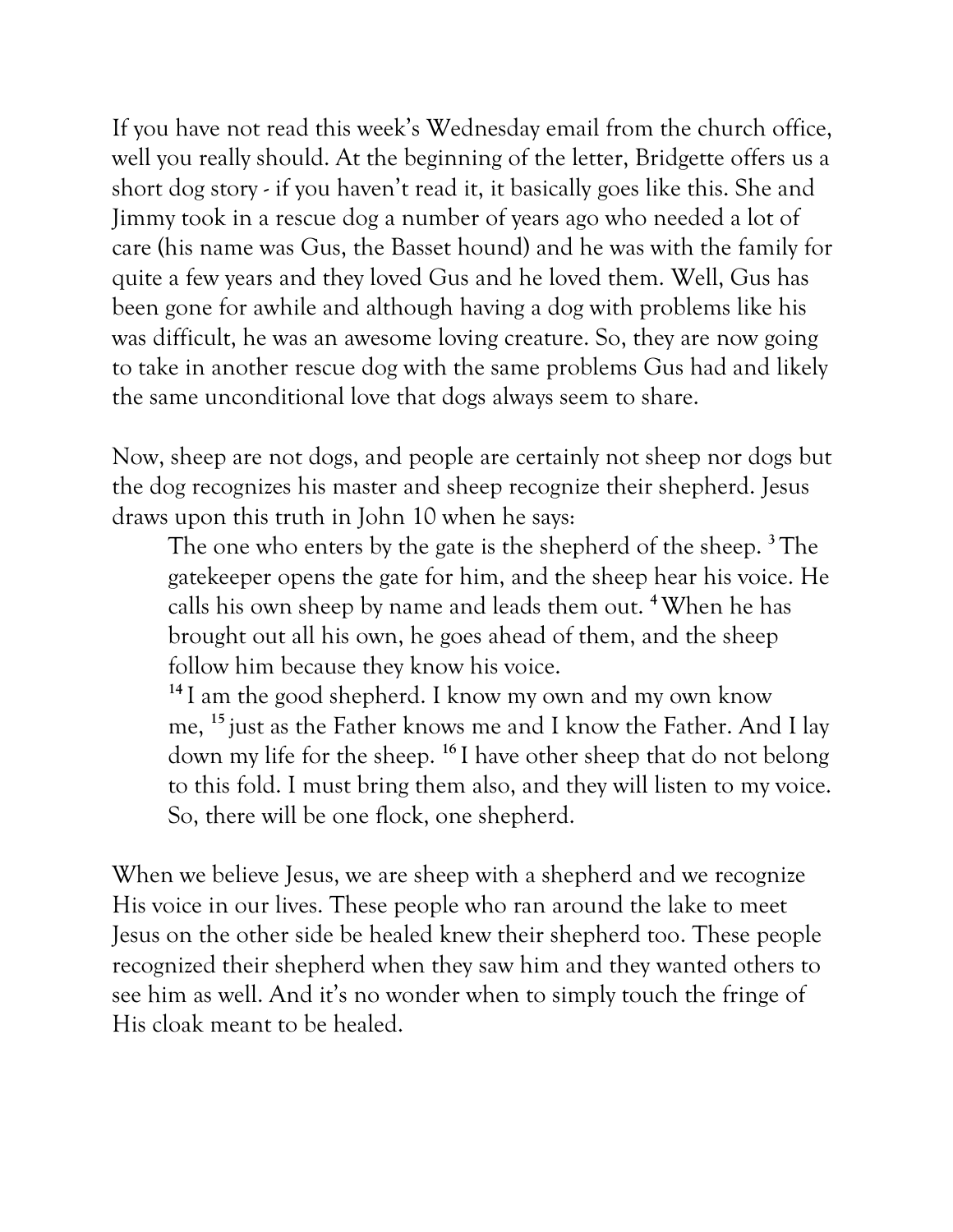If you have not read this week's Wednesday email from the church office, well you really should. At the beginning of the letter, Bridgette offers us a short dog story - if you haven't read it, it basically goes like this. She and Jimmy took in a rescue dog a number of years ago who needed a lot of care (his name was Gus, the Basset hound) and he was with the family for quite a few years and they loved Gus and he loved them. Well, Gus has been gone for awhile and although having a dog with problems like his was difficult, he was an awesome loving creature. So, they are now going to take in another rescue dog with the same problems Gus had and likely the same unconditional love that dogs always seem to share.

Now, sheep are not dogs, and people are certainly not sheep nor dogs but the dog recognizes his master and sheep recognize their shepherd. Jesus draws upon this truth in John 10 when he says:

> The one who enters by the gate is the shepherd of the sheep. [3] The gatekeeper opens the gate for him, and the sheep hear his voice. He calls his own sheep by name and leads them out. [4] When he has brought out all his own, he goes ahead of them, and the sheep follow him because they know his voice.
>
> [14] I am the good shepherd. I know my own and my own know me, [15] just as the Father knows me and I know the Father. And I lay down my life for the sheep. [16] I have other sheep that do not belong to this fold. I must bring them also, and they will listen to my voice. So, there will be one flock, one shepherd.

When we believe Jesus, we are sheep with a shepherd and we recognize His voice in our lives. These people who ran around the lake to meet Jesus on the other side be healed knew their shepherd too. These people recognized their shepherd when they saw him and they wanted others to see him as well. And it's no wonder when to simply touch the fringe of His cloak meant to be healed.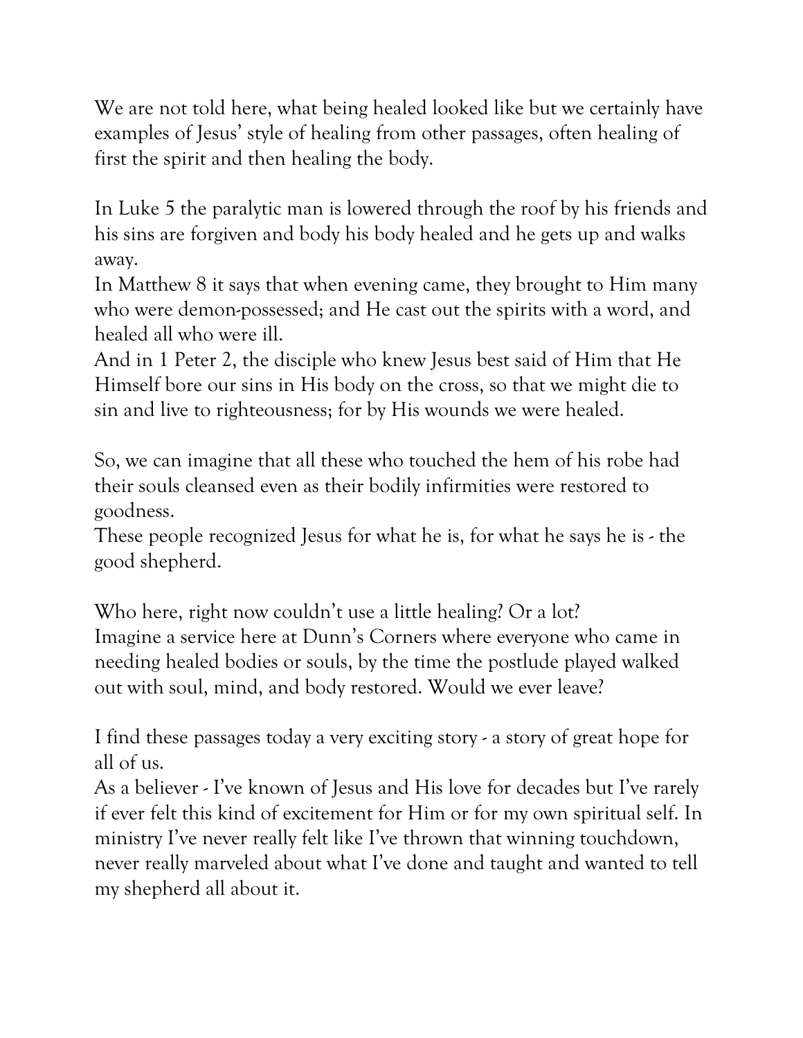We are not told here, what being healed looked like but we certainly have examples of Jesus' style of healing from other passages, often healing of first the spirit and then healing the body.

In Luke 5 the paralytic man is lowered through the roof by his friends and his sins are forgiven and body his body healed and he gets up and walks away.
In Matthew 8 it says that when evening came, they brought to Him many who were demon-possessed; and He cast out the spirits with a word, and healed all who were ill.
And in 1 Peter 2, the disciple who knew Jesus best said of Him that He Himself bore our sins in His body on the cross, so that we might die to sin and live to righteousness; for by His wounds we were healed.

So, we can imagine that all these who touched the hem of his robe had their souls cleansed even as their bodily infirmities were restored to goodness.
These people recognized Jesus for what he is, for what he says he is - the good shepherd.

Who here, right now couldn't use a little healing? Or a lot?
Imagine a service here at Dunn's Corners where everyone who came in needing healed bodies or souls, by the time the postlude played walked out with soul, mind, and body restored. Would we ever leave?

I find these passages today a very exciting story - a story of great hope for all of us.
As a believer - I've known of Jesus and His love for decades but I've rarely if ever felt this kind of excitement for Him or for my own spiritual self. In ministry I've never really felt like I've thrown that winning touchdown, never really marveled about what I've done and taught and wanted to tell my shepherd all about it.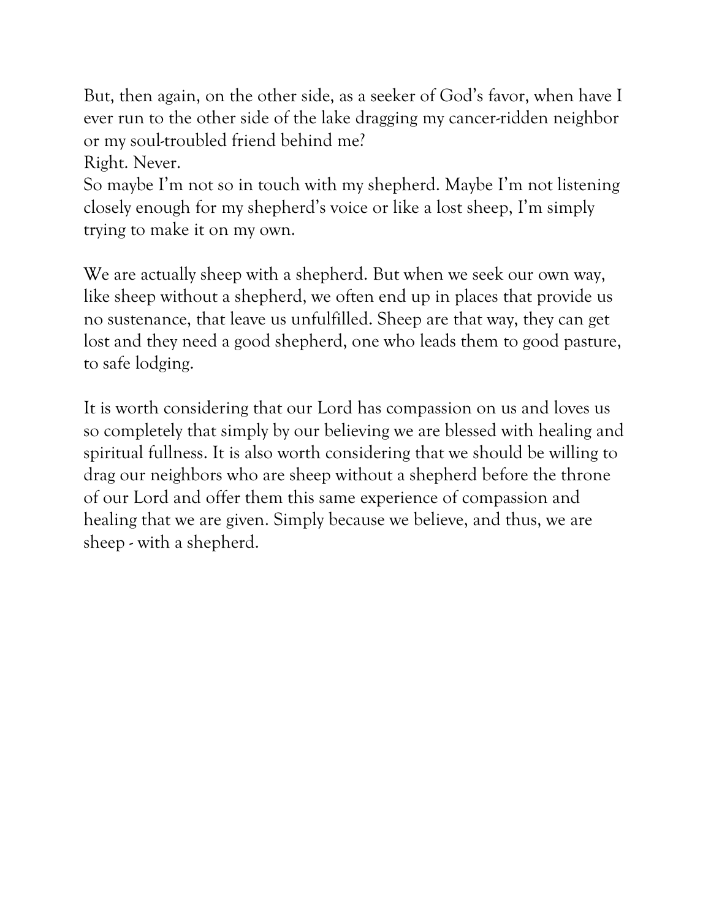But, then again, on the other side, as a seeker of God's favor, when have I ever run to the other side of the lake dragging my cancer-ridden neighbor or my soul-troubled friend behind me?
Right. Never.
So maybe I'm not so in touch with my shepherd. Maybe I'm not listening closely enough for my shepherd's voice or like a lost sheep, I'm simply trying to make it on my own.

We are actually sheep with a shepherd. But when we seek our own way, like sheep without a shepherd, we often end up in places that provide us no sustenance, that leave us unfulfilled. Sheep are that way, they can get lost and they need a good shepherd, one who leads them to good pasture, to safe lodging.

It is worth considering that our Lord has compassion on us and loves us so completely that simply by our believing we are blessed with healing and spiritual fullness. It is also worth considering that we should be willing to drag our neighbors who are sheep without a shepherd before the throne of our Lord and offer them this same experience of compassion and healing that we are given. Simply because we believe, and thus, we are sheep - with a shepherd.